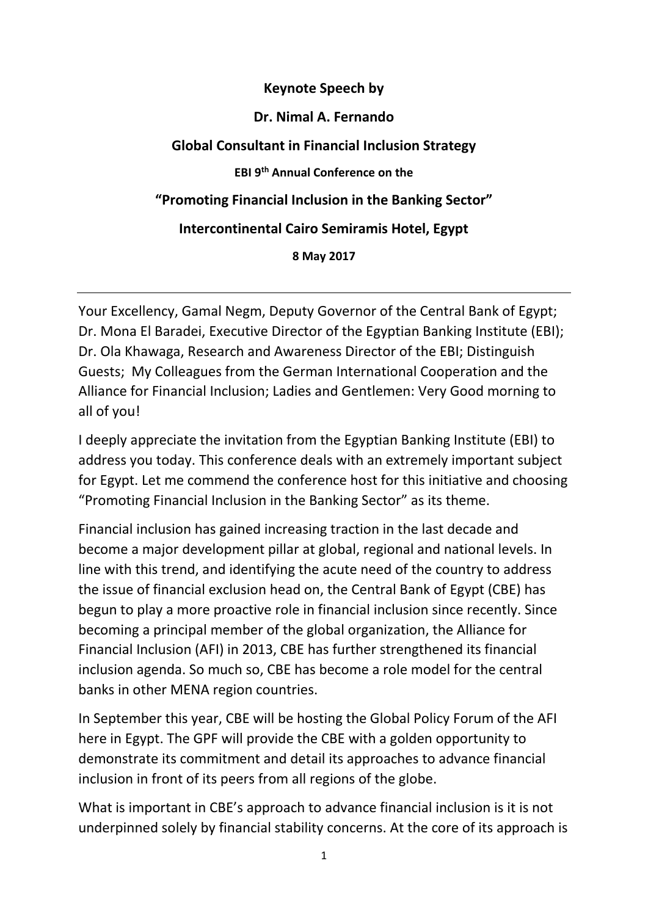**Keynote Speech by**

**Dr. Nimal A. Fernando**

**Global Consultant in Financial Inclusion Strategy**

**EBI 9th Annual Conference on the**

**"Promoting Financial Inclusion in the Banking Sector"**

**Intercontinental Cairo Semiramis Hotel, Egypt**

**8 May 2017**

---

Your Excellency, Gamal Negm, Deputy Governor of the Central Bank of Egypt; Dr. Mona El Baradei, Executive Director of the Egyptian Banking Institute (EBI); Dr. Ola Khawaga, Research and Awareness Director of the EBI; Distinguish Guests; My Colleagues from the German International Cooperation and the Alliance for Financial Inclusion; Ladies and Gentlemen: Very Good morning to all of you!

I deeply appreciate the invitation from the Egyptian Banking Institute (EBI) to address you today. This conference deals with an extremely important subject for Egypt. Let me commend the conference host for this initiative and choosing "Promoting Financial Inclusion in the Banking Sector" as its theme.

Financial inclusion has gained increasing traction in the last decade and become a major development pillar at global, regional and national levels. In line with this trend, and identifying the acute need of the country to address the issue of financial exclusion head on, the Central Bank of Egypt (CBE) has begun to play a more proactive role in financial inclusion since recently. Since becoming a principal member of the global organization, the Alliance for Financial Inclusion (AFI) in 2013, CBE has further strengthened its financial inclusion agenda. So much so, CBE has become a role model for the central banks in other MENA region countries.

In September this year, CBE will be hosting the Global Policy Forum of the AFI here in Egypt. The GPF will provide the CBE with a golden opportunity to demonstrate its commitment and detail its approaches to advance financial inclusion in front of its peers from all regions of the globe.

What is important in CBE's approach to advance financial inclusion is it is not underpinned solely by financial stability concerns. At the core of its approach is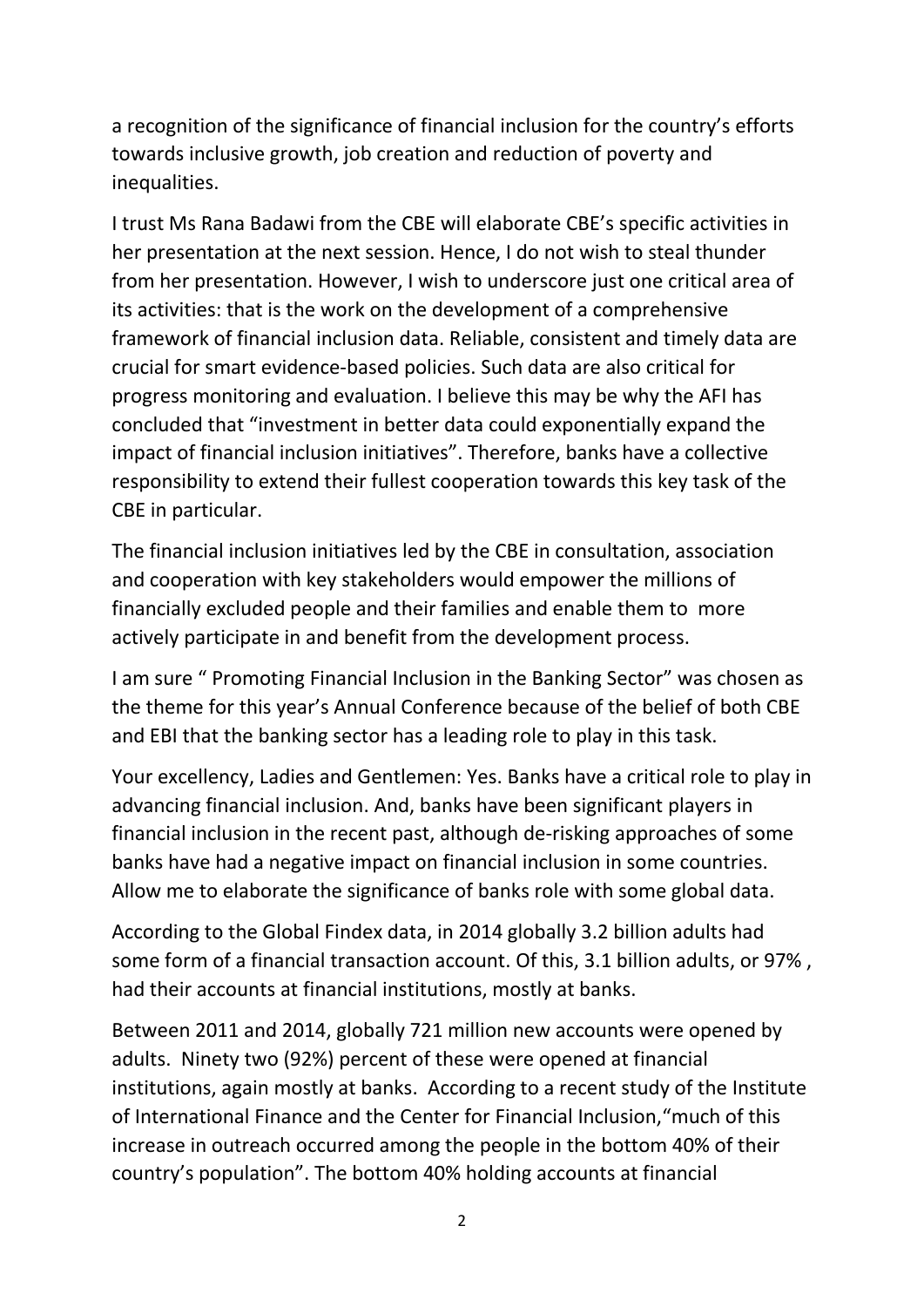a recognition of the significance of financial inclusion for the country's efforts towards inclusive growth, job creation and reduction of poverty and inequalities.

I trust Ms Rana Badawi from the CBE will elaborate CBE's specific activities in her presentation at the next session. Hence, I do not wish to steal thunder from her presentation. However, I wish to underscore just one critical area of its activities: that is the work on the development of a comprehensive framework of financial inclusion data. Reliable, consistent and timely data are crucial for smart evidence-based policies. Such data are also critical for progress monitoring and evaluation. I believe this may be why the AFI has concluded that "investment in better data could exponentially expand the impact of financial inclusion initiatives". Therefore, banks have a collective responsibility to extend their fullest cooperation towards this key task of the CBE in particular.

The financial inclusion initiatives led by the CBE in consultation, association and cooperation with key stakeholders would empower the millions of financially excluded people and their families and enable them to more actively participate in and benefit from the development process.

I am sure " Promoting Financial Inclusion in the Banking Sector" was chosen as the theme for this year's Annual Conference because of the belief of both CBE and EBI that the banking sector has a leading role to play in this task.

Your excellency, Ladies and Gentlemen: Yes. Banks have a critical role to play in advancing financial inclusion. And, banks have been significant players in financial inclusion in the recent past, although de-risking approaches of some banks have had a negative impact on financial inclusion in some countries. Allow me to elaborate the significance of banks role with some global data.

According to the Global Findex data, in 2014 globally 3.2 billion adults had some form of a financial transaction account. Of this, 3.1 billion adults, or 97% , had their accounts at financial institutions, mostly at banks.

Between 2011 and 2014, globally 721 million new accounts were opened by adults. Ninety two (92%) percent of these were opened at financial institutions, again mostly at banks. According to a recent study of the Institute of International Finance and the Center for Financial Inclusion,"much of this increase in outreach occurred among the people in the bottom 40% of their country's population". The bottom 40% holding accounts at financial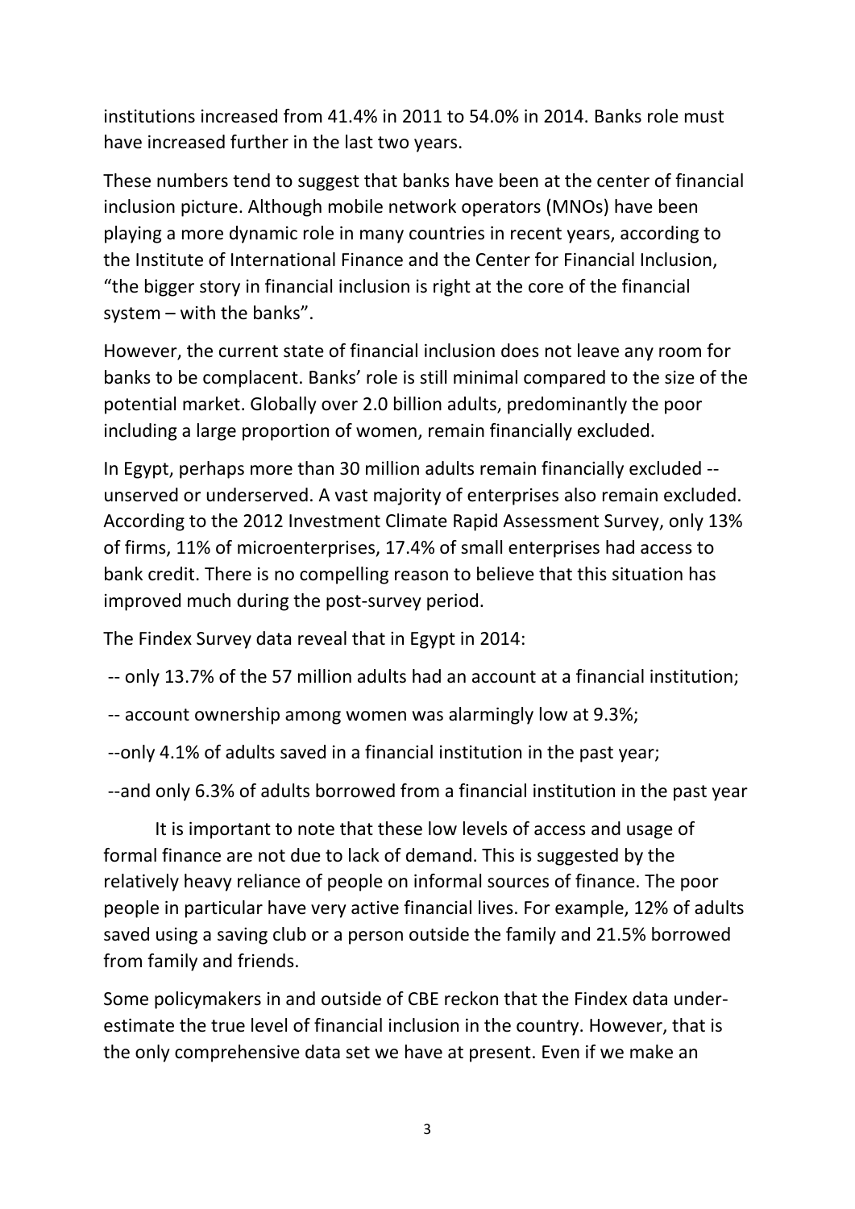institutions increased from 41.4% in 2011 to 54.0% in 2014. Banks role must have increased further in the last two years.

These numbers tend to suggest that banks have been at the center of financial inclusion picture. Although mobile network operators (MNOs) have been playing a more dynamic role in many countries in recent years, according to the Institute of International Finance and the Center for Financial Inclusion, "the bigger story in financial inclusion is right at the core of the financial system – with the banks".

However, the current state of financial inclusion does not leave any room for banks to be complacent. Banks' role is still minimal compared to the size of the potential market. Globally over 2.0 billion adults, predominantly the poor including a large proportion of women, remain financially excluded.

In Egypt, perhaps more than 30 million adults remain financially excluded -- unserved or underserved. A vast majority of enterprises also remain excluded. According to the 2012 Investment Climate Rapid Assessment Survey, only 13% of firms, 11% of microenterprises, 17.4% of small enterprises had access to bank credit. There is no compelling reason to believe that this situation has improved much during the post-survey period.

The Findex Survey data reveal that in Egypt in 2014:

-- only 13.7% of the 57 million adults had an account at a financial institution;

-- account ownership among women was alarmingly low at 9.3%;

--only 4.1% of adults saved in a financial institution in the past year;

--and only 6.3% of adults borrowed from a financial institution in the past year

It is important to note that these low levels of access and usage of formal finance are not due to lack of demand. This is suggested by the relatively heavy reliance of people on informal sources of finance. The poor people in particular have very active financial lives. For example, 12% of adults saved using a saving club or a person outside the family and 21.5% borrowed from family and friends.

Some policymakers in and outside of CBE reckon that the Findex data under-estimate the true level of financial inclusion in the country. However, that is the only comprehensive data set we have at present. Even if we make an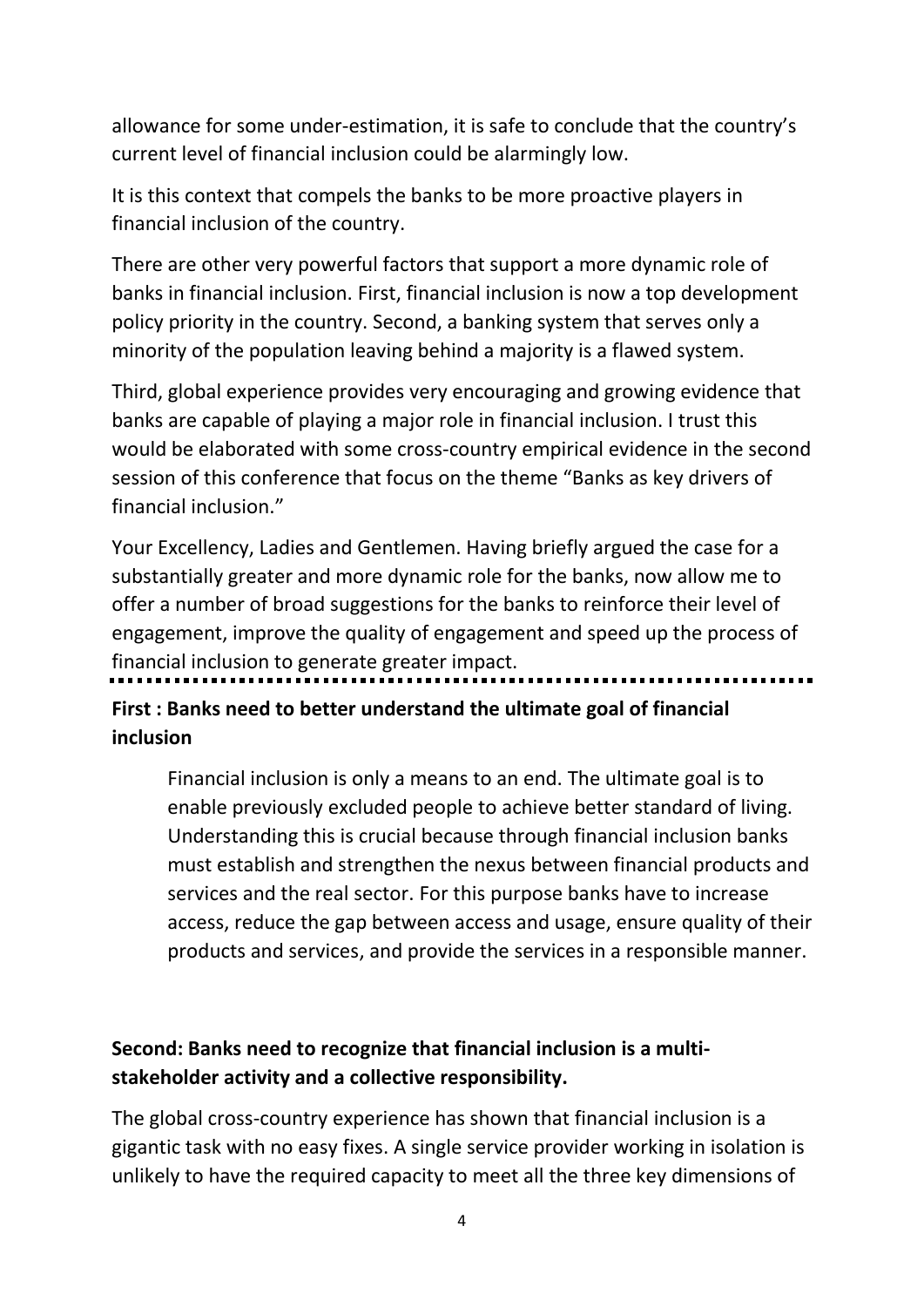allowance for some under-estimation, it is safe to conclude that the country's current level of financial inclusion could be alarmingly low.

It is this context that compels the banks to be more proactive players in financial inclusion of the country.

There are other very powerful factors that support a more dynamic role of banks in financial inclusion. First, financial inclusion is now a top development policy priority in the country. Second, a banking system that serves only a minority of the population leaving behind a majority is a flawed system.

Third, global experience provides very encouraging and growing evidence that banks are capable of playing a major role in financial inclusion. I trust this would be elaborated with some cross-country empirical evidence in the second session of this conference that focus on the theme "Banks as key drivers of financial inclusion."

Your Excellency, Ladies and Gentlemen. Having briefly argued the case for a substantially greater and more dynamic role for the banks, now allow me to offer a number of broad suggestions for the banks to reinforce their level of engagement, improve the quality of engagement and speed up the process of financial inclusion to generate greater impact.

**First : Banks need to better understand the ultimate goal of financial inclusion**

> Financial inclusion is only a means to an end. The ultimate goal is to enable previously excluded people to achieve better standard of living. Understanding this is crucial because through financial inclusion banks must establish and strengthen the nexus between financial products and services and the real sector. For this purpose banks have to increase access, reduce the gap between access and usage, ensure quality of their products and services, and provide the services in a responsible manner.

**Second: Banks need to recognize that financial inclusion is a multi-stakeholder activity and a collective responsibility.**

The global cross-country experience has shown that financial inclusion is a gigantic task with no easy fixes. A single service provider working in isolation is unlikely to have the required capacity to meet all the three key dimensions of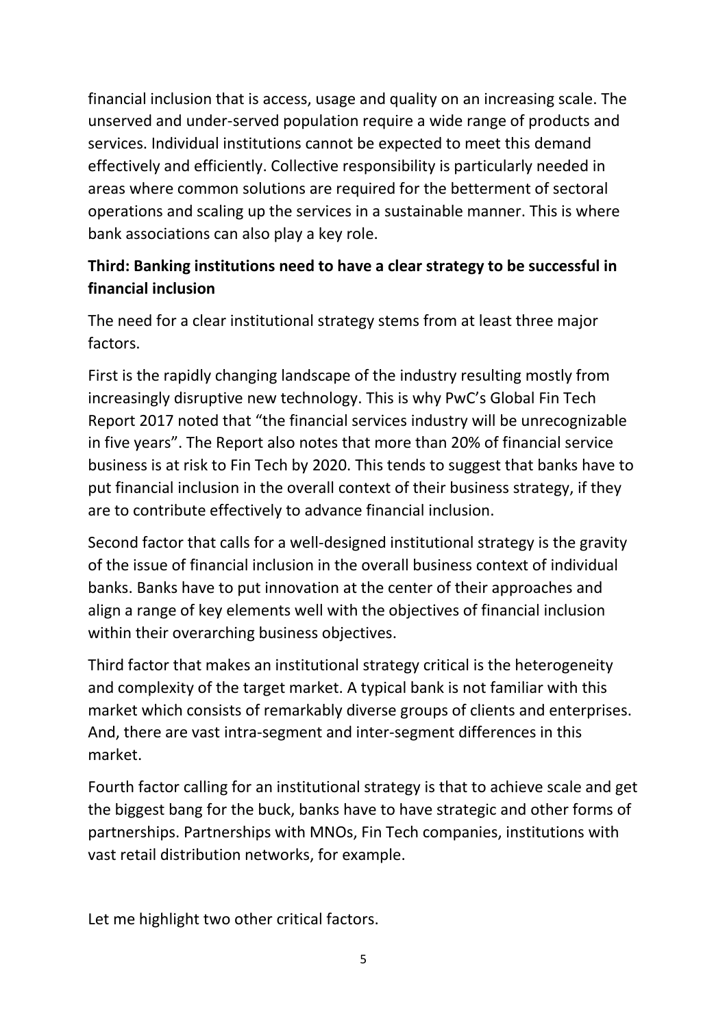financial inclusion that is access, usage and quality on an increasing scale. The unserved and under-served population require a wide range of products and services. Individual institutions cannot be expected to meet this demand effectively and efficiently. Collective responsibility is particularly needed in areas where common solutions are required for the betterment of sectoral operations and scaling up the services in a sustainable manner. This is where bank associations can also play a key role.

**Third: Banking institutions need to have a clear strategy to be successful in financial inclusion**

The need for a clear institutional strategy stems from at least three major factors.

First is the rapidly changing landscape of the industry resulting mostly from increasingly disruptive new technology. This is why PwC's Global Fin Tech Report 2017 noted that "the financial services industry will be unrecognizable in five years". The Report also notes that more than 20% of financial service business is at risk to Fin Tech by 2020. This tends to suggest that banks have to put financial inclusion in the overall context of their business strategy, if they are to contribute effectively to advance financial inclusion.

Second factor that calls for a well-designed institutional strategy is the gravity of the issue of financial inclusion in the overall business context of individual banks. Banks have to put innovation at the center of their approaches and align a range of key elements well with the objectives of financial inclusion within their overarching business objectives.

Third factor that makes an institutional strategy critical is the heterogeneity and complexity of the target market. A typical bank is not familiar with this market which consists of remarkably diverse groups of clients and enterprises. And, there are vast intra-segment and inter-segment differences in this market.

Fourth factor calling for an institutional strategy is that to achieve scale and get the biggest bang for the buck, banks have to have strategic and other forms of partnerships. Partnerships with MNOs, Fin Tech companies, institutions with vast retail distribution networks, for example.

Let me highlight two other critical factors.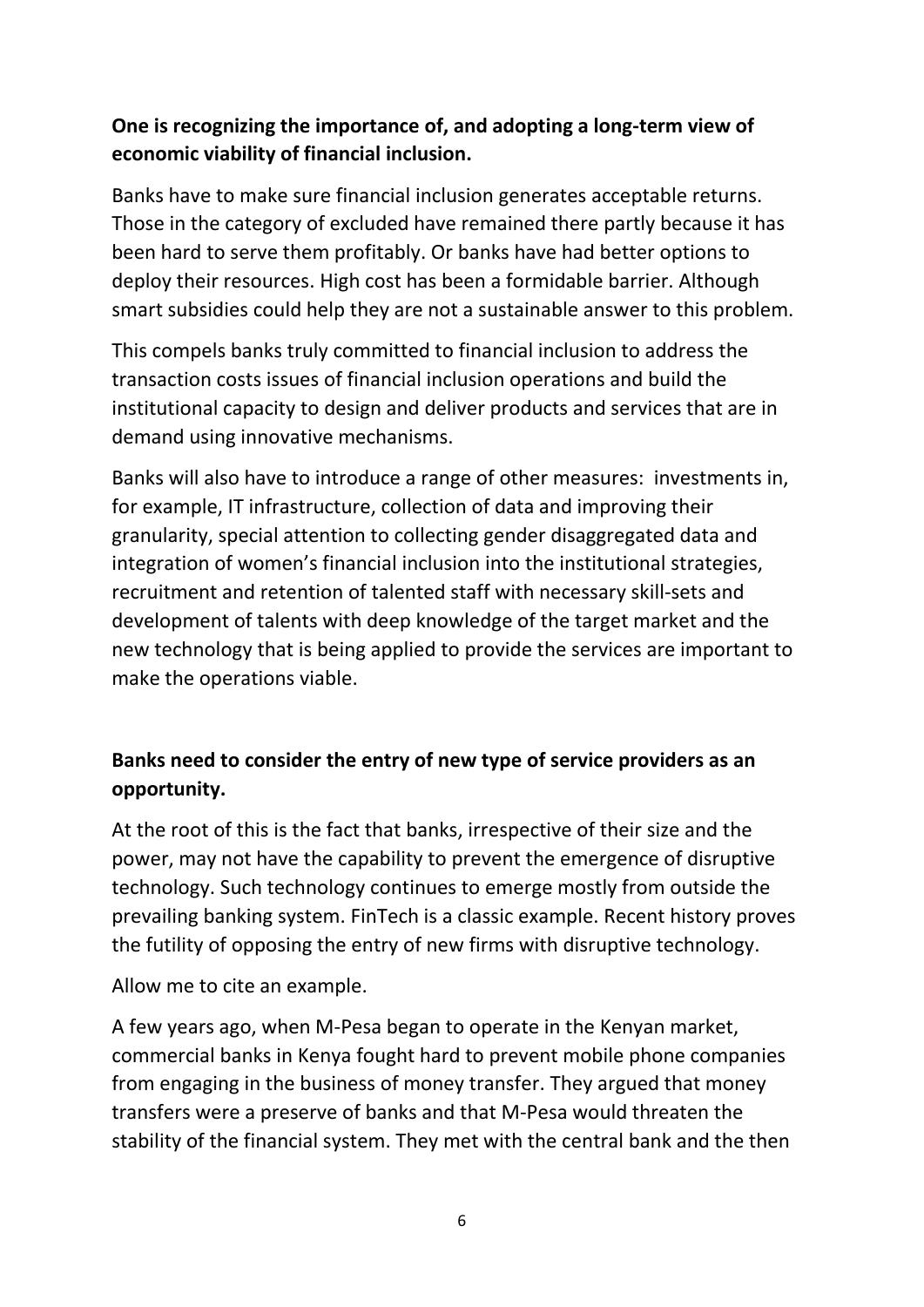**One is recognizing the importance of, and adopting a long-term view of economic viability of financial inclusion.**

Banks have to make sure financial inclusion generates acceptable returns. Those in the category of excluded have remained there partly because it has been hard to serve them profitably. Or banks have had better options to deploy their resources. High cost has been a formidable barrier. Although smart subsidies could help they are not a sustainable answer to this problem.

This compels banks truly committed to financial inclusion to address the transaction costs issues of financial inclusion operations and build the institutional capacity to design and deliver products and services that are in demand using innovative mechanisms.

Banks will also have to introduce a range of other measures: investments in, for example, IT infrastructure, collection of data and improving their granularity, special attention to collecting gender disaggregated data and integration of women's financial inclusion into the institutional strategies, recruitment and retention of talented staff with necessary skill-sets and development of talents with deep knowledge of the target market and the new technology that is being applied to provide the services are important to make the operations viable.

**Banks need to consider the entry of new type of service providers as an opportunity.**

At the root of this is the fact that banks, irrespective of their size and the power, may not have the capability to prevent the emergence of disruptive technology. Such technology continues to emerge mostly from outside the prevailing banking system. FinTech is a classic example. Recent history proves the futility of opposing the entry of new firms with disruptive technology.

Allow me to cite an example.

A few years ago, when M-Pesa began to operate in the Kenyan market, commercial banks in Kenya fought hard to prevent mobile phone companies from engaging in the business of money transfer. They argued that money transfers were a preserve of banks and that M-Pesa would threaten the stability of the financial system. They met with the central bank and the then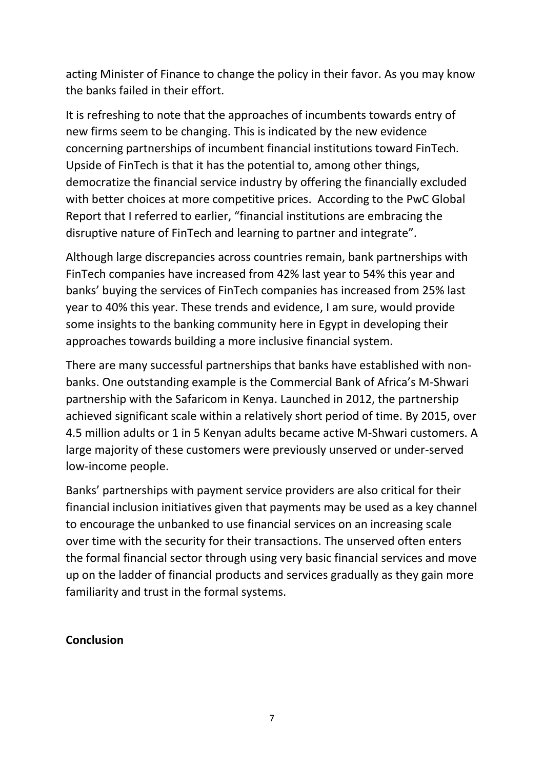acting Minister of Finance to change the policy in their favor. As you may know the banks failed in their effort.

It is refreshing to note that the approaches of incumbents towards entry of new firms seem to be changing. This is indicated by the new evidence concerning partnerships of incumbent financial institutions toward FinTech. Upside of FinTech is that it has the potential to, among other things, democratize the financial service industry by offering the financially excluded with better choices at more competitive prices. According to the PwC Global Report that I referred to earlier, "financial institutions are embracing the disruptive nature of FinTech and learning to partner and integrate".

Although large discrepancies across countries remain, bank partnerships with FinTech companies have increased from 42% last year to 54% this year and banks' buying the services of FinTech companies has increased from 25% last year to 40% this year. These trends and evidence, I am sure, would provide some insights to the banking community here in Egypt in developing their approaches towards building a more inclusive financial system.

There are many successful partnerships that banks have established with non-banks. One outstanding example is the Commercial Bank of Africa's M-Shwari partnership with the Safaricom in Kenya. Launched in 2012, the partnership achieved significant scale within a relatively short period of time. By 2015, over 4.5 million adults or 1 in 5 Kenyan adults became active M-Shwari customers. A large majority of these customers were previously unserved or under-served low-income people.

Banks' partnerships with payment service providers are also critical for their financial inclusion initiatives given that payments may be used as a key channel to encourage the unbanked to use financial services on an increasing scale over time with the security for their transactions. The unserved often enters the formal financial sector through using very basic financial services and move up on the ladder of financial products and services gradually as they gain more familiarity and trust in the formal systems.

**Conclusion**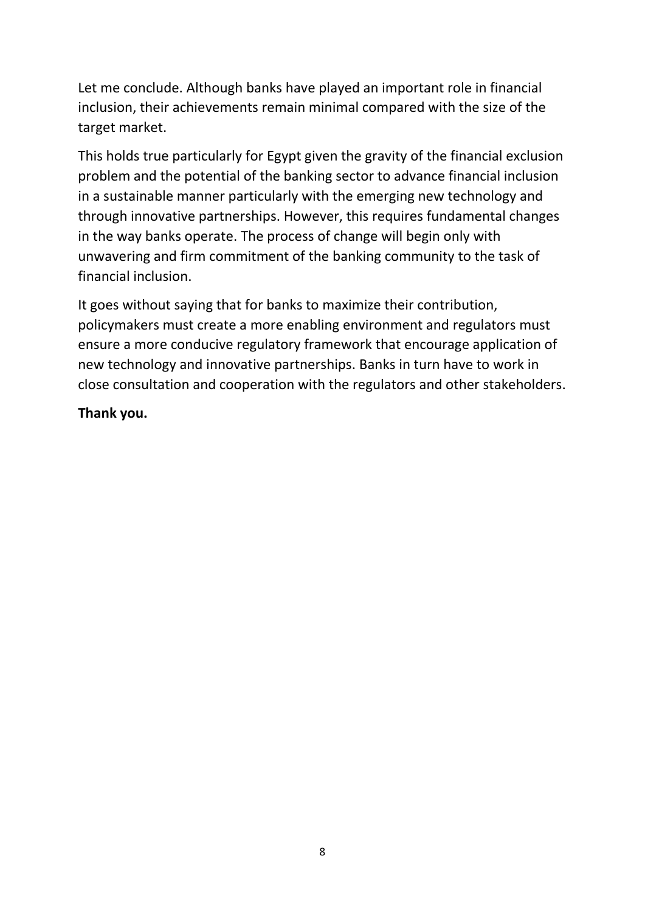Let me conclude. Although banks have played an important role in financial inclusion, their achievements remain minimal compared with the size of the target market.

This holds true particularly for Egypt given the gravity of the financial exclusion problem and the potential of the banking sector to advance financial inclusion in a sustainable manner particularly with the emerging new technology and through innovative partnerships. However, this requires fundamental changes in the way banks operate. The process of change will begin only with unwavering and firm commitment of the banking community to the task of financial inclusion.

It goes without saying that for banks to maximize their contribution, policymakers must create a more enabling environment and regulators must ensure a more conducive regulatory framework that encourage application of new technology and innovative partnerships. Banks in turn have to work in close consultation and cooperation with the regulators and other stakeholders.

**Thank you.**